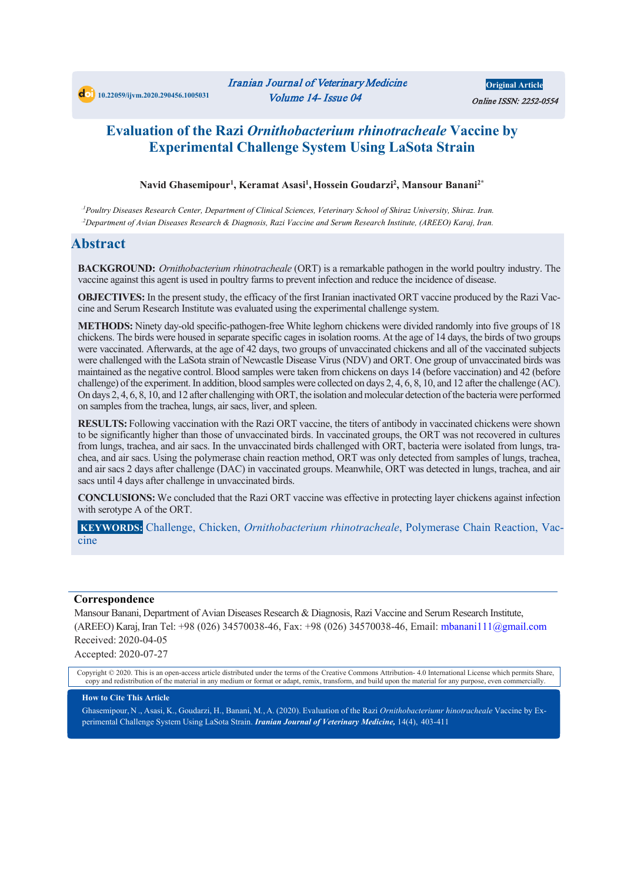10.22059/ijvm.2020.290456.1005031

Iranian Journal of Veterinary Medicine
Volume 14- Issue 04

Original Article
Online ISSN: 2252-0554

# Evaluation of the Razi *Ornithobacterium rhinotracheale* Vaccine by Experimental Challenge System Using LaSota Strain

**Navid Ghasemipour[1], Keramat Asasi[1], Hossein Goudarzi[2], Mansour Banani[2*]**

[1] *Poultry Diseases Research Center, Department of Clinical Sciences, Veterinary School of Shiraz University, Shiraz. Iran.*
[2] *Department of Avian Diseases Research & Diagnosis, Razi Vaccine and Serum Research Institute, (AREEO) Karaj, Iran.*

## Abstract

**BACKGROUND:** *Ornithobacterium rhinotracheale* (ORT) is a remarkable pathogen in the world poultry industry. The vaccine against this agent is used in poultry farms to prevent infection and reduce the incidence of disease.

**OBJECTIVES:** In the present study, the efficacy of the first Iranian inactivated ORT vaccine produced by the Razi Vaccine and Serum Research Institute was evaluated using the experimental challenge system.

**METHODS:** Ninety day-old specific-pathogen-free White leghorn chickens were divided randomly into five groups of 18 chickens. The birds were housed in separate specific cages in isolation rooms. At the age of 14 days, the birds of two groups were vaccinated. Afterwards, at the age of 42 days, two groups of unvaccinated chickens and all of the vaccinated subjects were challenged with the LaSota strain of Newcastle Disease Virus (NDV) and ORT. One group of unvaccinated birds was maintained as the negative control. Blood samples were taken from chickens on days 14 (before vaccination) and 42 (before challenge) of the experiment. In addition, blood samples were collected on days 2, 4, 6, 8, 10, and 12 after the challenge (AC). On days 2, 4, 6, 8, 10, and 12 after challenging with ORT, the isolation and molecular detection of the bacteria were performed on samples from the trachea, lungs, air sacs, liver, and spleen.

**RESULTS:** Following vaccination with the Razi ORT vaccine, the titers of antibody in vaccinated chickens were shown to be significantly higher than those of unvaccinated birds. In vaccinated groups, the ORT was not recovered in cultures from lungs, trachea, and air sacs. In the unvaccinated birds challenged with ORT, bacteria were isolated from lungs, trachea, and air sacs. Using the polymerase chain reaction method, ORT was only detected from samples of lungs, trachea, and air sacs 2 days after challenge (DAC) in vaccinated groups. Meanwhile, ORT was detected in lungs, trachea, and air sacs until 4 days after challenge in unvaccinated birds.

**CONCLUSIONS:** We concluded that the Razi ORT vaccine was effective in protecting layer chickens against infection with serotype A of the ORT.

**KEYWORDS:** Challenge, Chicken, *Ornithobacterium rhinotracheale*, Polymerase Chain Reaction, Vaccine

**Correspondence**

Mansour Banani, Department of Avian Diseases Research & Diagnosis, Razi Vaccine and Serum Research Institute, (AREEO) Karaj, Iran Tel: +98 (026) 34570038-46, Fax: +98 (026) 34570038-46, Email: mbanani111@gmail.com
Received: 2020-04-05
Accepted: 2020-07-27

Copyright © 2020. This is an open-access article distributed under the terms of the Creative Commons Attribution- 4.0 International License which permits Share, copy and redistribution of the material in any medium or format or adapt, remix, transform, and build upon the material for any purpose, even commercially.

**How to Cite This Article**

Ghasemipour, N ., Asasi, K., Goudarzi, H., Banani, M., A. (2020). Evaluation of the Razi *Ornithobacteriumr hinotracheale* Vaccine by Experimental Challenge System Using LaSota Strain. ***Iranian Journal of Veterinary Medicine,*** 14(4), 403-411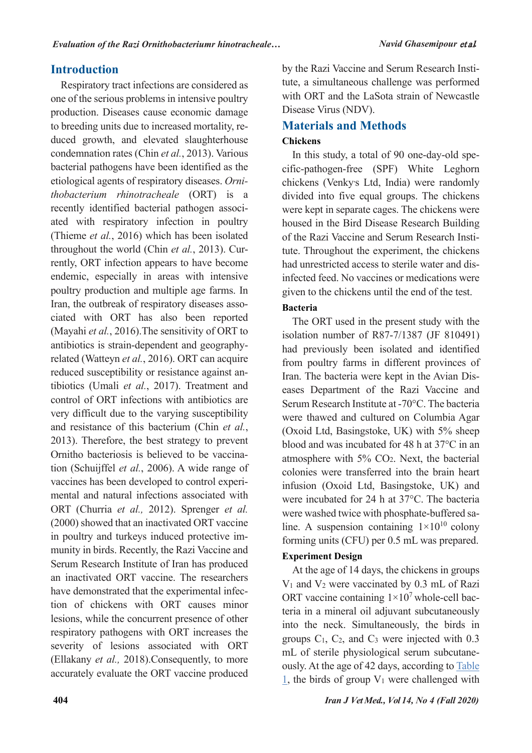## Introduction

Respiratory tract infections are considered as one of the serious problems in intensive poultry production. Diseases cause economic damage to breeding units due to increased mortality, reduced growth, and elevated slaughterhouse condemnation rates (Chin *et al.*, 2013). Various bacterial pathogens have been identified as the etiological agents of respiratory diseases. *Ornithobacterium rhinotracheale* (ORT) is a recently identified bacterial pathogen associated with respiratory infection in poultry (Thieme *et al.*, 2016) which has been isolated throughout the world (Chin *et al.*, 2013). Currently, ORT infection appears to have become endemic, especially in areas with intensive poultry production and multiple age farms. In Iran, the outbreak of respiratory diseases associated with ORT has also been reported (Mayahi *et al.*, 2016).The sensitivity of ORT to antibiotics is strain-dependent and geography-related (Watteyn *et al.*, 2016). ORT can acquire reduced susceptibility or resistance against antibiotics (Umali *et al.*, 2017). Treatment and control of ORT infections with antibiotics are very difficult due to the varying susceptibility and resistance of this bacterium (Chin *et al.*, 2013). Therefore, the best strategy to prevent Ornitho bacteriosis is believed to be vaccination (Schuijffel *et al.*, 2006). A wide range of vaccines has been developed to control experimental and natural infections associated with ORT (Churria *et al.,* 2012). Sprenger *et al.* (2000) showed that an inactivated ORT vaccine in poultry and turkeys induced protective immunity in birds. Recently, the Razi Vaccine and Serum Research Institute of Iran has produced an inactivated ORT vaccine. The researchers have demonstrated that the experimental infection of chickens with ORT causes minor lesions, while the concurrent presence of other respiratory pathogens with ORT increases the severity of lesions associated with ORT (Ellakany *et al.,* 2018).Consequently, to more accurately evaluate the ORT vaccine produced by the Razi Vaccine and Serum Research Institute, a simultaneous challenge was performed with ORT and the LaSota strain of Newcastle Disease Virus (NDV).

## Materials and Methods

### Chickens

In this study, a total of 90 one-day-old specific-pathogen-free (SPF) White Leghorn chickens (Venky's Ltd, India) were randomly divided into five equal groups. The chickens were kept in separate cages. The chickens were housed in the Bird Disease Research Building of the Razi Vaccine and Serum Research Institute. Throughout the experiment, the chickens had unrestricted access to sterile water and disinfected feed. No vaccines or medications were given to the chickens until the end of the test.

### Bacteria

The ORT used in the present study with the isolation number of R87-7/1387 (JF 810491) had previously been isolated and identified from poultry farms in different provinces of Iran. The bacteria were kept in the Avian Diseases Department of the Razi Vaccine and Serum Research Institute at -70°C. The bacteria were thawed and cultured on Columbia Agar (Oxoid Ltd, Basingstoke, UK) with 5% sheep blood and was incubated for 48 h at 37°C in an atmosphere with 5% $CO_2$. Next, the bacterial colonies were transferred into the brain heart infusion (Oxoid Ltd, Basingstoke, UK) and were incubated for 24 h at 37°C. The bacteria were washed twice with phosphate-buffered saline. A suspension containing $1{\times}10^{10}$ colony forming units (CFU) per 0.5 mL was prepared.

### Experiment Design

At the age of 14 days, the chickens in groups $V_1$ and $V_2$ were vaccinated by 0.3 mL of Razi ORT vaccine containing $1{\times}10^{7}$ whole-cell bacteria in a mineral oil adjuvant subcutaneously into the neck. Simultaneously, the birds in groups $C_1$, $C_2$, and $C_3$ were injected with 0.3 mL of sterile physiological serum subcutaneously. At the age of 42 days, according to Table 1, the birds of group $V_1$ were challenged with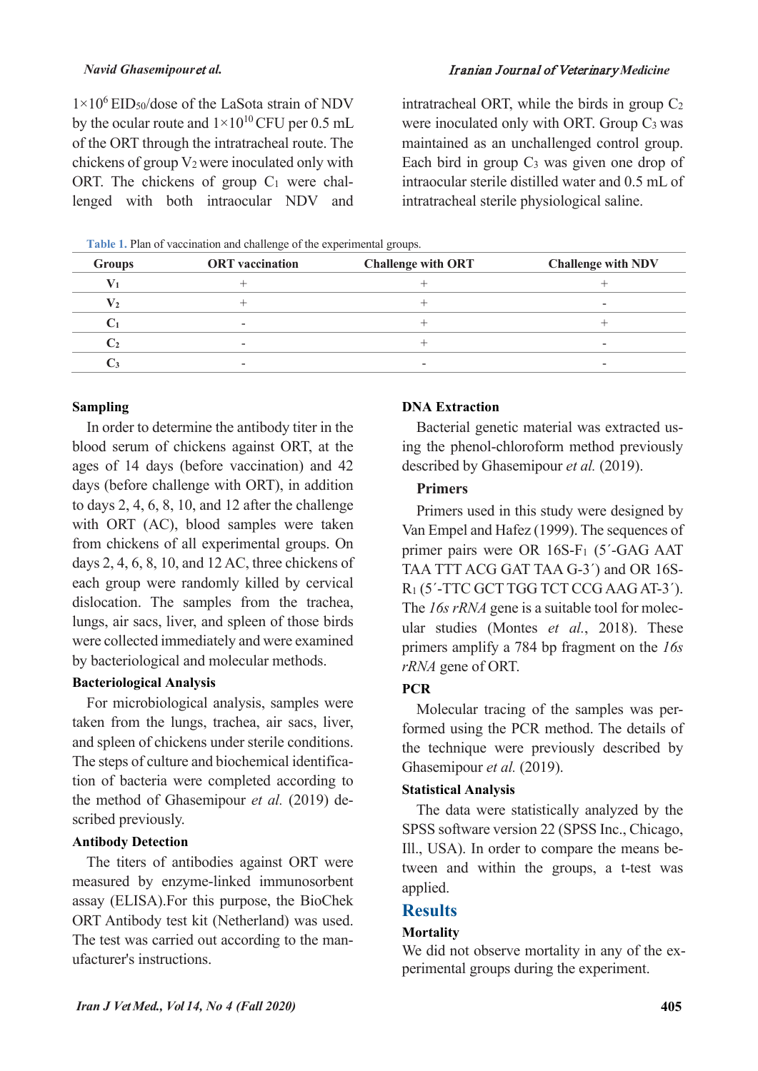$1\times10^6$ $EID_{50}$/dose of the LaSota strain of NDV by the ocular route and $1\times10^{10}$ CFU per 0.5 mL of the ORT through the intratracheal route. The chickens of group $V_2$ were inoculated only with ORT. The chickens of group $C_1$ were challenged with both intraocular NDV and intratracheal ORT, while the birds in group $C_2$ were inoculated only with ORT. Group $C_3$ was maintained as an unchallenged control group. Each bird in group $C_3$ was given one drop of intraocular sterile distilled water and 0.5 mL of intratracheal sterile physiological saline.

**Table 1.** Plan of vaccination and challenge of the experimental groups.

| Groups | ORT vaccination | Challenge with ORT | Challenge with NDV |
|---|---|---|---|
| $V_1$ | + | + | + |
| $V_2$ | + | + | - |
| $C_1$ | - | + | + |
| $C_2$ | - | + | - |
| $C_3$ | - | - | - |

### Sampling

In order to determine the antibody titer in the blood serum of chickens against ORT, at the ages of 14 days (before vaccination) and 42 days (before challenge with ORT), in addition to days 2, 4, 6, 8, 10, and 12 after the challenge with ORT (AC), blood samples were taken from chickens of all experimental groups. On days 2, 4, 6, 8, 10, and 12 AC, three chickens of each group were randomly killed by cervical dislocation. The samples from the trachea, lungs, air sacs, liver, and spleen of those birds were collected immediately and were examined by bacteriological and molecular methods.

### Bacteriological Analysis

For microbiological analysis, samples were taken from the lungs, trachea, air sacs, liver, and spleen of chickens under sterile conditions. The steps of culture and biochemical identification of bacteria were completed according to the method of Ghasemipour *et al.* (2019) described previously.

### Antibody Detection

The titers of antibodies against ORT were measured by enzyme-linked immunosorbent assay (ELISA).For this purpose, the BioChek ORT Antibody test kit (Netherland) was used. The test was carried out according to the manufacturer's instructions.

### DNA Extraction

Bacterial genetic material was extracted using the phenol-chloroform method previously described by Ghasemipour *et al.* (2019).

### Primers

Primers used in this study were designed by Van Empel and Hafez (1999). The sequences of primer pairs were OR 16S-$F_1$ (5´-GAG AAT TAA TTT ACG GAT TAA G-3´) and OR 16S-$R_1$ (5´-TTC GCT TGG TCT CCG AAG AT-3´). The *16s rRNA* gene is a suitable tool for molecular studies (Montes *et al.*, 2018). These primers amplify a 784 bp fragment on the *16s rRNA* gene of ORT.

### PCR

Molecular tracing of the samples was performed using the PCR method. The details of the technique were previously described by Ghasemipour *et al.* (2019).

### Statistical Analysis

The data were statistically analyzed by the SPSS software version 22 (SPSS Inc., Chicago, Ill., USA). In order to compare the means between and within the groups, a t-test was applied.

## Results

### Mortality

We did not observe mortality in any of the experimental groups during the experiment.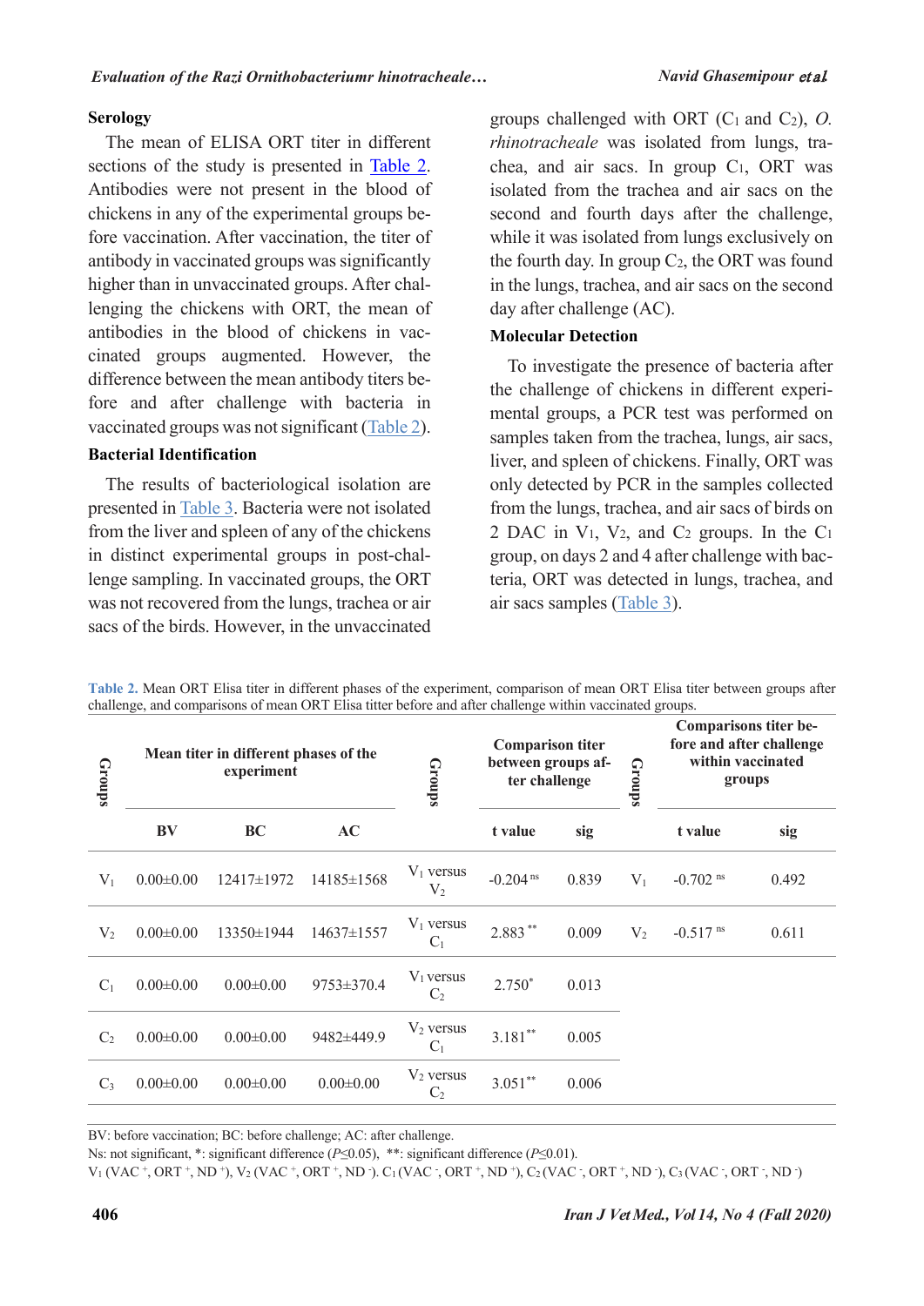## Serology

The mean of ELISA ORT titer in different sections of the study is presented in Table 2. Antibodies were not present in the blood of chickens in any of the experimental groups before vaccination. After vaccination, the titer of antibody in vaccinated groups was significantly higher than in unvaccinated groups. After challenging the chickens with ORT, the mean of antibodies in the blood of chickens in vaccinated groups augmented. However, the difference between the mean antibody titers before and after challenge with bacteria in vaccinated groups was not significant (Table 2).

## Bacterial Identification

The results of bacteriological isolation are presented in Table 3. Bacteria were not isolated from the liver and spleen of any of the chickens in distinct experimental groups in post-challenge sampling. In vaccinated groups, the ORT was not recovered from the lungs, trachea or air sacs of the birds. However, in the unvaccinated groups challenged with ORT ($C_1$ and $C_2$), *O. rhinotracheale* was isolated from lungs, trachea, and air sacs. In group $C_1$, ORT was isolated from the trachea and air sacs on the second and fourth days after the challenge, while it was isolated from lungs exclusively on the fourth day. In group $C_2$, the ORT was found in the lungs, trachea, and air sacs on the second day after challenge (AC).

## Molecular Detection

To investigate the presence of bacteria after the challenge of chickens in different experimental groups, a PCR test was performed on samples taken from the trachea, lungs, air sacs, liver, and spleen of chickens. Finally, ORT was only detected by PCR in the samples collected from the lungs, trachea, and air sacs of birds on 2 DAC in $V_1$, $V_2$, and $C_2$ groups. In the $C_1$ group, on days 2 and 4 after challenge with bacteria, ORT was detected in lungs, trachea, and air sacs samples (Table 3).

**Table 2.** Mean ORT Elisa titer in different phases of the experiment, comparison of mean ORT Elisa titer between groups after challenge, and comparisons of mean ORT Elisa titter before and after challenge within vaccinated groups.

| Groups | Mean titer in different phases of the experiment | | | Groups | Comparison titer between groups after challenge | | Groups | Comparisons titer before and after challenge within vaccinated groups | |
|---|---|---|---|---|---|---|---|---|---|
| | BV | BC | AC | | t value | sig | | t value | sig |
| $V_1$ | 0.00±0.00 | 12417±1972 | 14185±1568 | $V_1$ versus $V_2$ | -0.204 [ns] | 0.839 | $V_1$ | -0.702 [ns] | 0.492 |
| $V_2$ | 0.00±0.00 | 13350±1944 | 14637±1557 | $V_1$ versus $C_1$ | 2.883 [**] | 0.009 | $V_2$ | -0.517 [ns] | 0.611 |
| $C_1$ | 0.00±0.00 | 0.00±0.00 | 9753±370.4 | $V_1$ versus $C_2$ | 2.750 [*] | 0.013 | | | |
| $C_2$ | 0.00±0.00 | 0.00±0.00 | 9482±449.9 | $V_2$ versus $C_1$ | 3.181 [**] | 0.005 | | | |
| $C_3$ | 0.00±0.00 | 0.00±0.00 | 0.00±0.00 | $V_2$ versus $C_2$ | 3.051 [**] | 0.006 | | | |

BV: before vaccination; BC: before challenge; AC: after challenge.

Ns: not significant, *: significant difference ($P \leq 0.05$), **: significant difference ($P \leq 0.01$).

$V_1$ (VAC $^+$, ORT $^+$, ND $^+$), $V_2$ (VAC $^+$, ORT $^+$, ND $^-$). $C_1$ (VAC $^-$, ORT $^+$, ND $^+$), $C_2$ (VAC $^-$, ORT $^+$, ND $^-$), $C_3$ (VAC $^-$, ORT $^-$, ND $^-$)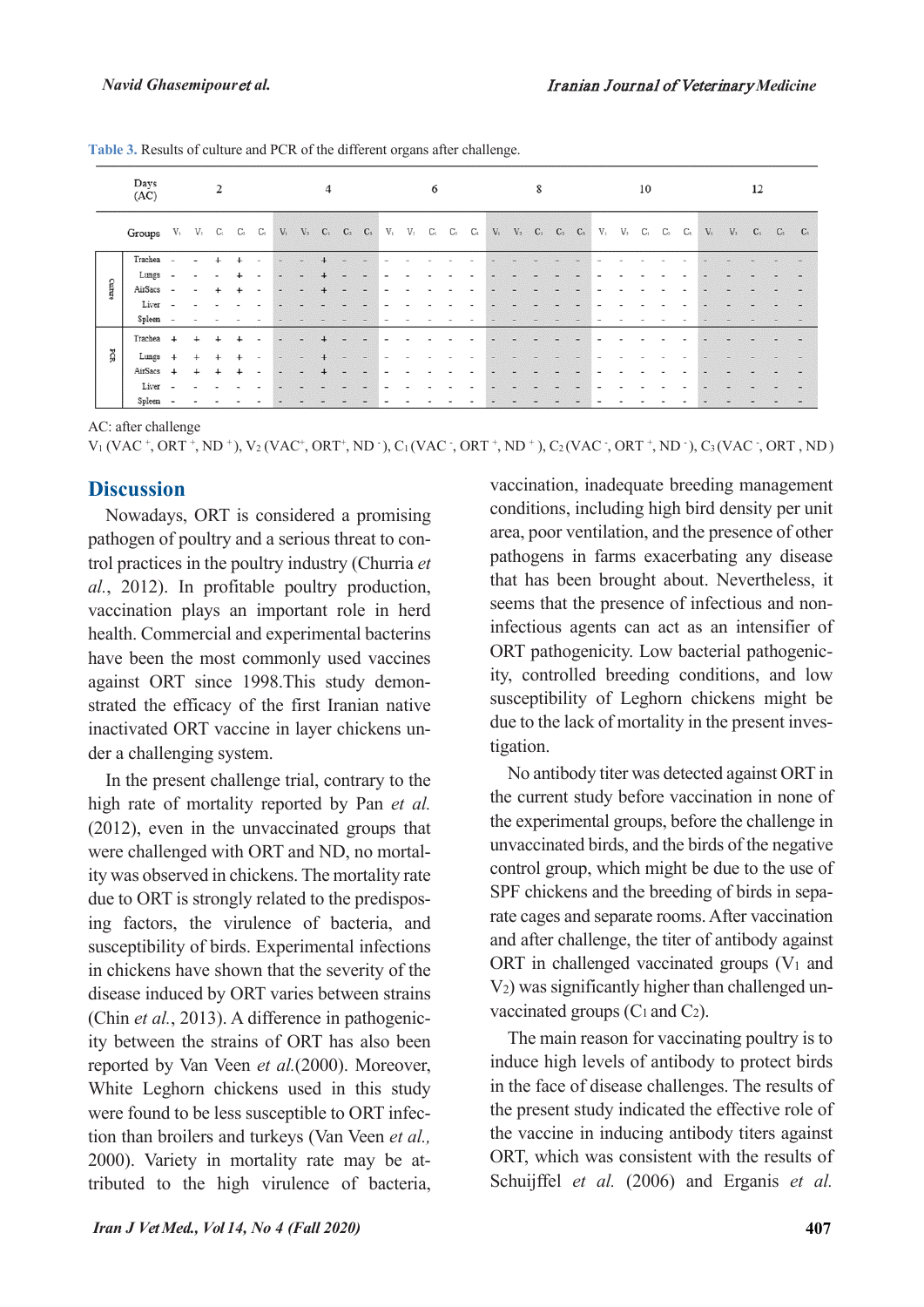**Table 3.** Results of culture and PCR of the different organs after challenge.

| | Days (AC) | 2 | | | | | 4 | | | | | 6 | | | | | 8 | | | | | 10 | | | | | 12 | | | | |
|---|---|---|---|---|---|---|---|---|---|---|---|---|---|---|---|---|---|---|---|---|---|---|---|---|---|---|---|---|---|---|---|
| | Groups | $V_1$ | $V_2$ | $C_1$ | $C_2$ | $C_3$ | $V_1$ | $V_2$ | $C_1$ | $C_2$ | $C_3$ | $V_1$ | $V_2$ | $C_1$ | $C_2$ | $C_3$ | $V_1$ | $V_2$ | $C_1$ | $C_2$ | $C_3$ | $V_1$ | $V_2$ | $C_1$ | $C_2$ | $C_3$ | $V_1$ | $V_2$ | $C_1$ | $C_2$ | $C_3$ |
| Culture | Trachea | - | - | + | + | - | - | - | + | - | - | - | - | - | - | - | - | - | - | - | - | - | - | - | - | - | - | - | - | - | - |
| | Lungs | - | - | - | + | - | - | - | + | - | - | - | - | - | - | - | - | - | - | - | - | - | - | - | - | - | - | - | - | - | - |
| | AirSacs | - | - | + | + | - | - | - | + | - | - | - | - | - | - | - | - | - | - | - | - | - | - | - | - | - | - | - | - | - | - |
| | Liver | - | - | - | - | - | - | - | - | - | - | - | - | - | - | - | - | - | - | - | - | - | - | - | - | - | - | - | - | - | - |
| | Spleen | - | - | - | - | - | - | - | - | - | - | - | - | - | - | - | - | - | - | - | - | - | - | - | - | - | - | - | - | - | - |
| PCR | Trachea | + | + | + | + | - | - | - | + | - | - | - | - | - | - | - | - | - | - | - | - | - | - | - | - | - | - | - | - | - | - |
| | Lungs | + | + | + | + | - | - | - | + | - | - | - | - | - | - | - | - | - | - | - | - | - | - | - | - | - | - | - | - | - | - |
| | AirSacs | + | + | + | + | - | - | - | + | - | - | - | - | - | - | - | - | - | - | - | - | - | - | - | - | - | - | - | - | - | - |
| | Liver | - | - | - | - | - | - | - | - | - | - | - | - | - | - | - | - | - | - | - | - | - | - | - | - | - | - | - | - | - | - |
| | Spleen | - | - | - | - | - | - | - | - | - | - | - | - | - | - | - | - | - | - | - | - | - | - | - | - | - | - | - | - | - | - |

AC: after challenge

$V_1$ (VAC$^+$, ORT$^+$, ND$^+$), $V_2$ (VAC$^+$, ORT$^+$, ND$^-$), $C_1$ (VAC$^-$, ORT$^+$, ND$^+$), $C_2$ (VAC$^-$, ORT$^+$, ND$^-$), $C_3$ (VAC$^-$, ORT , ND )

## Discussion

Nowadays, ORT is considered a promising pathogen of poultry and a serious threat to control practices in the poultry industry (Churria *et al.*, 2012). In profitable poultry production, vaccination plays an important role in herd health. Commercial and experimental bacterins have been the most commonly used vaccines against ORT since 1998.This study demonstrated the efficacy of the first Iranian native inactivated ORT vaccine in layer chickens under a challenging system.

In the present challenge trial, contrary to the high rate of mortality reported by Pan *et al.* (2012), even in the unvaccinated groups that were challenged with ORT and ND, no mortality was observed in chickens. The mortality rate due to ORT is strongly related to the predisposing factors, the virulence of bacteria, and susceptibility of birds. Experimental infections in chickens have shown that the severity of the disease induced by ORT varies between strains (Chin *et al.*, 2013). A difference in pathogenicity between the strains of ORT has also been reported by Van Veen *et al.*(2000). Moreover, White Leghorn chickens used in this study were found to be less susceptible to ORT infection than broilers and turkeys (Van Veen *et al.,* 2000). Variety in mortality rate may be attributed to the high virulence of bacteria, vaccination, inadequate breeding management conditions, including high bird density per unit area, poor ventilation, and the presence of other pathogens in farms exacerbating any disease that has been brought about. Nevertheless, it seems that the presence of infectious and non-infectious agents can act as an intensifier of ORT pathogenicity. Low bacterial pathogenicity, controlled breeding conditions, and low susceptibility of Leghorn chickens might be due to the lack of mortality in the present investigation.

No antibody titer was detected against ORT in the current study before vaccination in none of the experimental groups, before the challenge in unvaccinated birds, and the birds of the negative control group, which might be due to the use of SPF chickens and the breeding of birds in separate cages and separate rooms. After vaccination and after challenge, the titer of antibody against ORT in challenged vaccinated groups ($V_1$ and $V_2$) was significantly higher than challenged unvaccinated groups ($C_1$ and $C_2$).

The main reason for vaccinating poultry is to induce high levels of antibody to protect birds in the face of disease challenges. The results of the present study indicated the effective role of the vaccine in inducing antibody titers against ORT, which was consistent with the results of Schuijffel *et al.* (2006) and Erganis *et al.*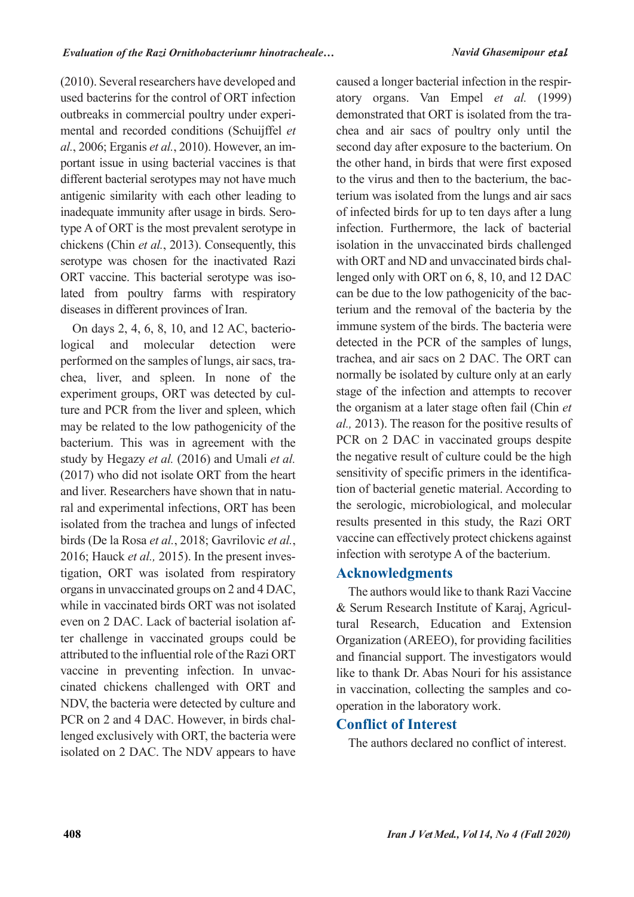(2010). Several researchers have developed and used bacterins for the control of ORT infection outbreaks in commercial poultry under experimental and recorded conditions (Schuijffel *et al.*, 2006; Erganis *et al.*, 2010). However, an important issue in using bacterial vaccines is that different bacterial serotypes may not have much antigenic similarity with each other leading to inadequate immunity after usage in birds. Serotype A of ORT is the most prevalent serotype in chickens (Chin *et al.*, 2013). Consequently, this serotype was chosen for the inactivated Razi ORT vaccine. This bacterial serotype was isolated from poultry farms with respiratory diseases in different provinces of Iran.

On days 2, 4, 6, 8, 10, and 12 AC, bacteriological and molecular detection were performed on the samples of lungs, air sacs, trachea, liver, and spleen. In none of the experiment groups, ORT was detected by culture and PCR from the liver and spleen, which may be related to the low pathogenicity of the bacterium. This was in agreement with the study by Hegazy *et al.* (2016) and Umali *et al.* (2017) who did not isolate ORT from the heart and liver. Researchers have shown that in natural and experimental infections, ORT has been isolated from the trachea and lungs of infected birds (De la Rosa *et al.*, 2018; Gavrilovic *et al.*, 2016; Hauck *et al.,* 2015). In the present investigation, ORT was isolated from respiratory organs in unvaccinated groups on 2 and 4 DAC, while in vaccinated birds ORT was not isolated even on 2 DAC. Lack of bacterial isolation after challenge in vaccinated groups could be attributed to the influential role of the Razi ORT vaccine in preventing infection. In unvaccinated chickens challenged with ORT and NDV, the bacteria were detected by culture and PCR on 2 and 4 DAC. However, in birds challenged exclusively with ORT, the bacteria were isolated on 2 DAC. The NDV appears to have caused a longer bacterial infection in the respiratory organs. Van Empel *et al.* (1999) demonstrated that ORT is isolated from the trachea and air sacs of poultry only until the second day after exposure to the bacterium. On the other hand, in birds that were first exposed to the virus and then to the bacterium, the bacterium was isolated from the lungs and air sacs of infected birds for up to ten days after a lung infection. Furthermore, the lack of bacterial isolation in the unvaccinated birds challenged with ORT and ND and unvaccinated birds challenged only with ORT on 6, 8, 10, and 12 DAC can be due to the low pathogenicity of the bacterium and the removal of the bacteria by the immune system of the birds. The bacteria were detected in the PCR of the samples of lungs, trachea, and air sacs on 2 DAC. The ORT can normally be isolated by culture only at an early stage of the infection and attempts to recover the organism at a later stage often fail (Chin *et al.,* 2013). The reason for the positive results of PCR on 2 DAC in vaccinated groups despite the negative result of culture could be the high sensitivity of specific primers in the identification of bacterial genetic material. According to the serologic, microbiological, and molecular results presented in this study, the Razi ORT vaccine can effectively protect chickens against infection with serotype A of the bacterium.

## Acknowledgments

The authors would like to thank Razi Vaccine & Serum Research Institute of Karaj, Agricultural Research, Education and Extension Organization (AREEO), for providing facilities and financial support. The investigators would like to thank Dr. Abas Nouri for his assistance in vaccination, collecting the samples and cooperation in the laboratory work.

## Conflict of Interest

The authors declared no conflict of interest.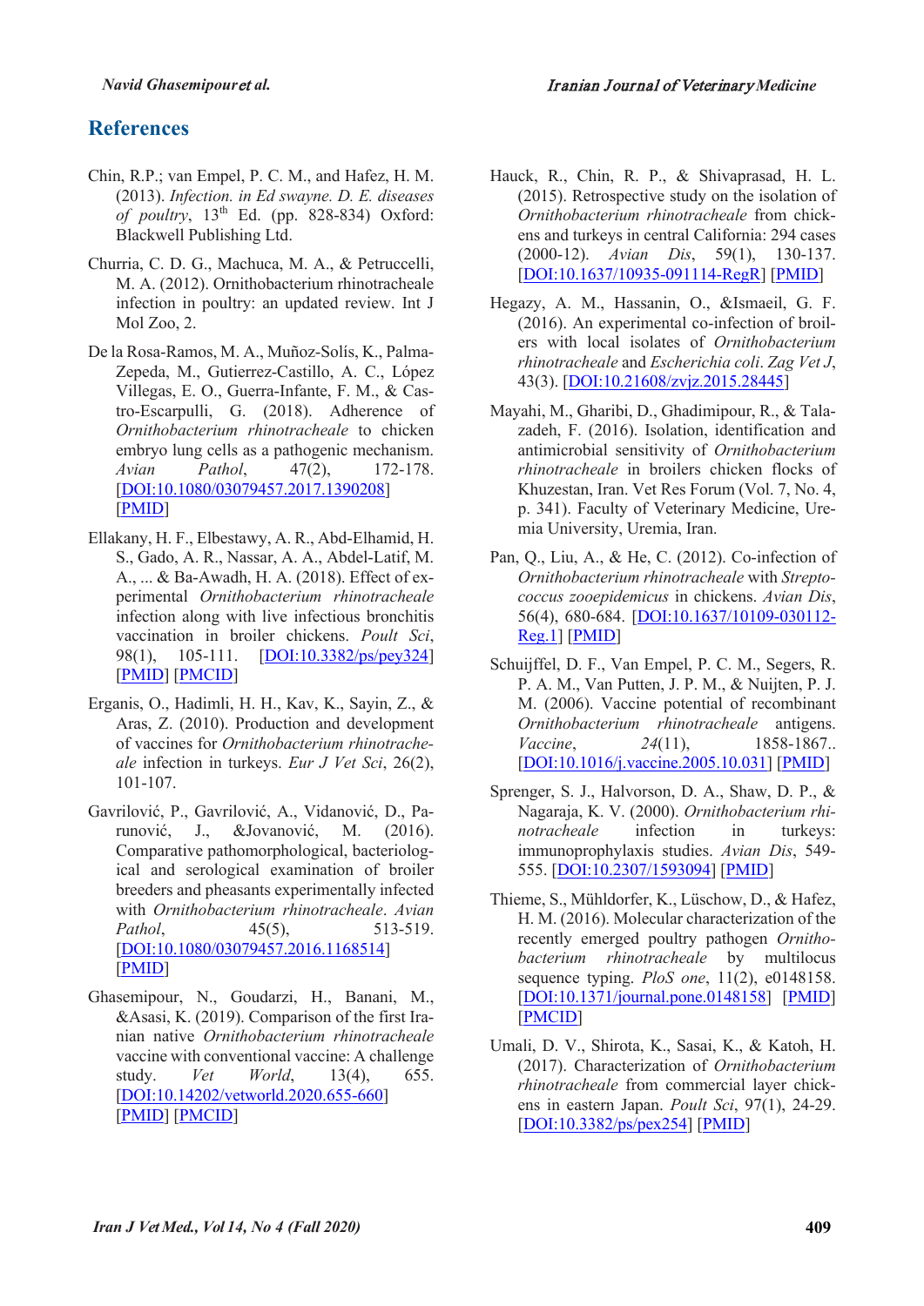## References

Chin, R.P.; van Empel, P. C. M., and Hafez, H. M. (2013). *Infection. in Ed swayne. D. E. diseases of poultry*, 13th Ed. (pp. 828-834) Oxford: Blackwell Publishing Ltd.

Churria, C. D. G., Machuca, M. A., & Petruccelli, M. A. (2012). Ornithobacterium rhinotracheale infection in poultry: an updated review. Int J Mol Zoo, 2.

De la Rosa-Ramos, M. A., Muñoz-Solís, K., Palma-Zepeda, M., Gutierrez-Castillo, A. C., López Villegas, E. O., Guerra-Infante, F. M., & Castro-Escarpulli, G. (2018). Adherence of *Ornithobacterium rhinotracheale* to chicken embryo lung cells as a pathogenic mechanism. *Avian Pathol*, 47(2), 172-178. [DOI:10.1080/03079457.2017.1390208] [PMID]

Ellakany, H. F., Elbestawy, A. R., Abd-Elhamid, H. S., Gado, A. R., Nassar, A. A., Abdel-Latif, M. A., ... & Ba-Awadh, H. A. (2018). Effect of experimental *Ornithobacterium rhinotracheale* infection along with live infectious bronchitis vaccination in broiler chickens. *Poult Sci*, 98(1), 105-111. [DOI:10.3382/ps/pey324] [PMID] [PMCID]

Erganis, O., Hadimli, H. H., Kav, K., Sayin, Z., & Aras, Z. (2010). Production and development of vaccines for *Ornithobacterium rhinotracheale* infection in turkeys. *Eur J Vet Sci*, 26(2), 101-107.

Gavrilović, P., Gavrilović, A., Vidanović, D., Parunović, J., &Jovanović, M. (2016). Comparative pathomorphological, bacteriological and serological examination of broiler breeders and pheasants experimentally infected with *Ornithobacterium rhinotracheale*. *Avian Pathol*, 45(5), 513-519. [DOI:10.1080/03079457.2016.1168514] [PMID]

Ghasemipour, N., Goudarzi, H., Banani, M., &Asasi, K. (2019). Comparison of the first Iranian native *Ornithobacterium rhinotracheale* vaccine with conventional vaccine: A challenge study. *Vet World*, 13(4), 655. [DOI:10.14202/vetworld.2020.655-660] [PMID] [PMCID]

Hauck, R., Chin, R. P., & Shivaprasad, H. L. (2015). Retrospective study on the isolation of *Ornithobacterium rhinotracheale* from chickens and turkeys in central California: 294 cases (2000-12). *Avian Dis*, 59(1), 130-137. [DOI:10.1637/10935-091114-RegR] [PMID]

Hegazy, A. M., Hassanin, O., &Ismaeil, G. F. (2016). An experimental co-infection of broilers with local isolates of *Ornithobacterium rhinotracheale* and *Escherichia coli*. *Zag Vet J*, 43(3). [DOI:10.21608/zvjz.2015.28445]

Mayahi, M., Gharibi, D., Ghadimipour, R., & Talazadeh, F. (2016). Isolation, identification and antimicrobial sensitivity of *Ornithobacterium rhinotracheale* in broilers chicken flocks of Khuzestan, Iran. Vet Res Forum (Vol. 7, No. 4, p. 341). Faculty of Veterinary Medicine, Uremia University, Uremia, Iran.

Pan, Q., Liu, A., & He, C. (2012). Co-infection of *Ornithobacterium rhinotracheale* with *Streptococcus zooepidemicus* in chickens. *Avian Dis*, 56(4), 680-684. [DOI:10.1637/10109-030112-Reg.1] [PMID]

Schuijffel, D. F., Van Empel, P. C. M., Segers, R. P. A. M., Van Putten, J. P. M., & Nuijten, P. J. M. (2006). Vaccine potential of recombinant *Ornithobacterium rhinotracheale* antigens. *Vaccine*, *24*(11), 1858-1867.. [DOI:10.1016/j.vaccine.2005.10.031] [PMID]

Sprenger, S. J., Halvorson, D. A., Shaw, D. P., & Nagaraja, K. V. (2000). *Ornithobacterium rhinotracheale* infection in turkeys: immunoprophylaxis studies. *Avian Dis*, 549-555. [DOI:10.2307/1593094] [PMID]

Thieme, S., Mühldorfer, K., Lüschow, D., & Hafez, H. M. (2016). Molecular characterization of the recently emerged poultry pathogen *Ornithobacterium rhinotracheale* by multilocus sequence typing. *PloS one*, 11(2), e0148158. [DOI:10.1371/journal.pone.0148158] [PMID] [PMCID]

Umali, D. V., Shirota, K., Sasai, K., & Katoh, H. (2017). Characterization of *Ornithobacterium rhinotracheale* from commercial layer chickens in eastern Japan. *Poult Sci*, 97(1), 24-29. [DOI:10.3382/ps/pex254] [PMID]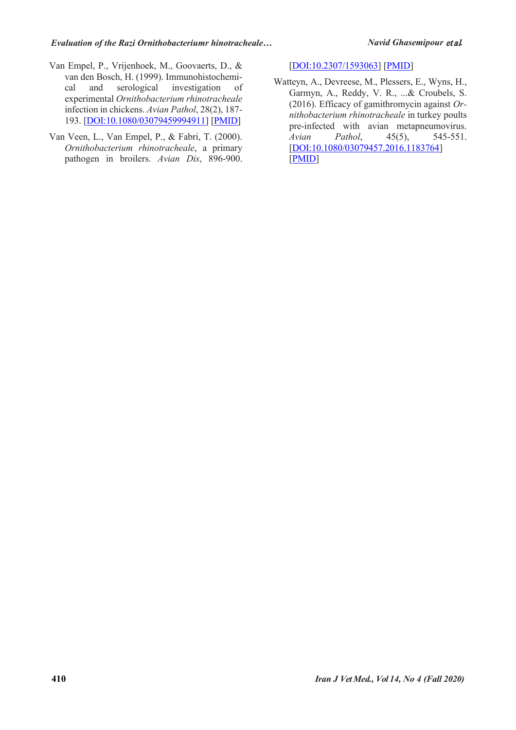Van Empel, P., Vrijenhoek, M., Goovaerts, D., & van den Bosch, H. (1999). Immunohistochemical and serological investigation of experimental *Ornithobacterium rhinotracheale* infection in chickens. *Avian Pathol*, 28(2), 187-193. [DOI:10.1080/03079459994911] [PMID]

Van Veen, L., Van Empel, P., & Fabri, T. (2000). *Ornithobacterium rhinotracheale*, a primary pathogen in broilers. *Avian Dis*, 896-900. [DOI:10.2307/1593063] [PMID]

Watteyn, A., Devreese, M., Plessers, E., Wyns, H., Garmyn, A., Reddy, V. R., ...& Croubels, S. (2016). Efficacy of gamithromycin against *Ornithobacterium rhinotracheale* in turkey poults pre-infected with avian metapneumovirus. *Avian Pathol*, 45(5), 545-551. [DOI:10.1080/03079457.2016.1183764] [PMID]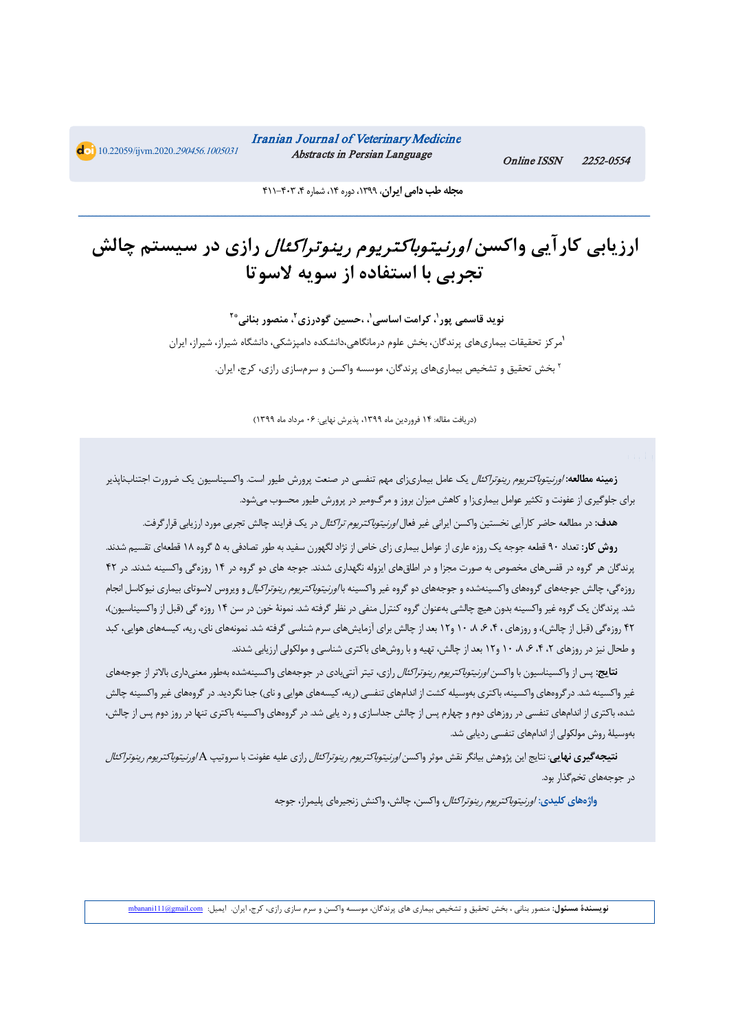# ارزیابی کارآیی واکسن *اورنیتوباکتریوم رینوتراکئال* رازی در سیستم چالش تجربی با استفاده از سویه لاسوتا

**نوید قاسمی پور**[1]**، کرامت اساسی**[1]**، حسین گودرزی**[2]**، منصور بنانی**[*2]

[1]مرکز تحقیقات بیماری‌های پرندگان، بخش علوم درمانگاهی،دانشکده دامپزشکی، دانشگاه شیراز، شیراز، ایران

[2] بخش تحقیق و تشخیص بیماری‌های پرندگان، موسسه واکسن و سرم‌سازی رازی، کرج، ایران.

(دریافت مقاله: ۱۴ فروردین ماه ۱۳۹۹، پذیرش نهایی: ۰۶ مرداد ماه ۱۳۹۹)

**زمینه مطالعه:** *اورنیتوباکتریوم رینوتراکئال* یک عامل بیماری‌زای مهم تنفسی در صنعت پرورش طیور است. واکسیناسیون یک ضرورت اجتناب‌ناپذیر برای جلوگیری از عفونت و تکثیر عوامل بیماریزا و کاهش میزان بروز و مرگ‌ومیر در پرورش طیور محسوب می‌شود.

**هدف:** در مطالعه حاضر کارآیی نخستین واکسن ایرانی غیر فعال *اورنیتوباکتریوم تراکئال* در یک فرایند چالش تجربی مورد ارزیابی قرارگرفت.

**روش کار:** تعداد ۹۰ قطعه جوجه یک روزه عاری از عوامل بیماری زای خاص از نژاد لگهورن سفید به طور تصادفی به ۵ گروه ۱۸ قطعه‌ای تقسیم شدند. پرندگان هر گروه در قفس‌های مخصوص به صورت مجزا و در اطاق‌های ایزوله نگهداری شدند. جوجه های دو گروه در ۱۴ روزه‌گی واکسینه شدند. در ۴۲ روزه‌گی، چالش جوجه‌های گروه‌های واکسینه‌شده و جوجه‌های دو گروه غیر واکسینه با *اورنیتوباکتریوم رینوتراکیال* و ویروس لاسوتای بیماری نیوکاسل انجام شد. پرندگان یک گروه غیر واکسینه بدون هیچ چالشی به‌عنوان گروه کنترل منفی در نظر گرفته شد. نمونهٔ خون در سن ۱۴ روزه گی (قبل از واکسیناسیون)، ۴۲ روزه‌گی (قبل از چالش)، و روزهای ، ۴، ۶، ۸، ۱۰ و۱۲ بعد از چالش برای آزمایش‌های سرم شناسی گرفته شد. نمونه‌های نای، ریه، کیسه‌های هوایی، کبد و طحال نیز در روزهای ۲، ۴، ۶، ۸، ۱۰ و۱۲ بعد از چالش، تهیه و با روش‌های باکتری شناسی و مولکولی ارزیابی شدند.

**نتایج:** پس از واکسیناسیون با واکسن *اورنیتوباکتریوم رینوتراکئال* رازی، تیتر آنتی‌بادی در جوجه‌های واکسینه‌شده به‌طور معنی‌داری بالاتر از جوجه‌های غیر واکسینه شد. درگروه‌های واکسینه، باکتری به‌وسیله کشت از اندام‌های تنفسی (ریه، کیسه‌های هوایی و نای) جدا نگردید. در گروه‌های غیر واکسینه چالش شده، باکتری از اندام‌های تنفسی در روزهای دوم و چهارم پس از چالش جداسازی و رد یابی شد. در گروه‌های واکسینه باکتری تنها در روز دوم پس از چالش، به‌وسیلهٔ روش مولکولی از اندام‌های تنفسی ردیابی شد.

**نتیجه‌گیری نهایی:** نتایج این پژوهش بیانگر نقش موثر واکسن *اورنیتوباکتریوم رینوتراکئال* رازی علیه عفونت با سروتیپ A *اورنیتوباکتریوم رینوتراکئال* در جوجه‌های تخم‌گذار بود.

**واژه‌های کلیدی:** *اورنیتوباکتریوم رینوتراکئال*، واکسن، چالش، واکنش زنجیره‌ای پلیمراز، جوجه

**نویسندهٔ مسئول:** منصور بنانی ، بخش تحقیق و تشخیص بیماری های پرندگان، موسسه واکسن و سرم سازی رازی، کرج، ایران. ایمیل: mbanani111@gmail.com